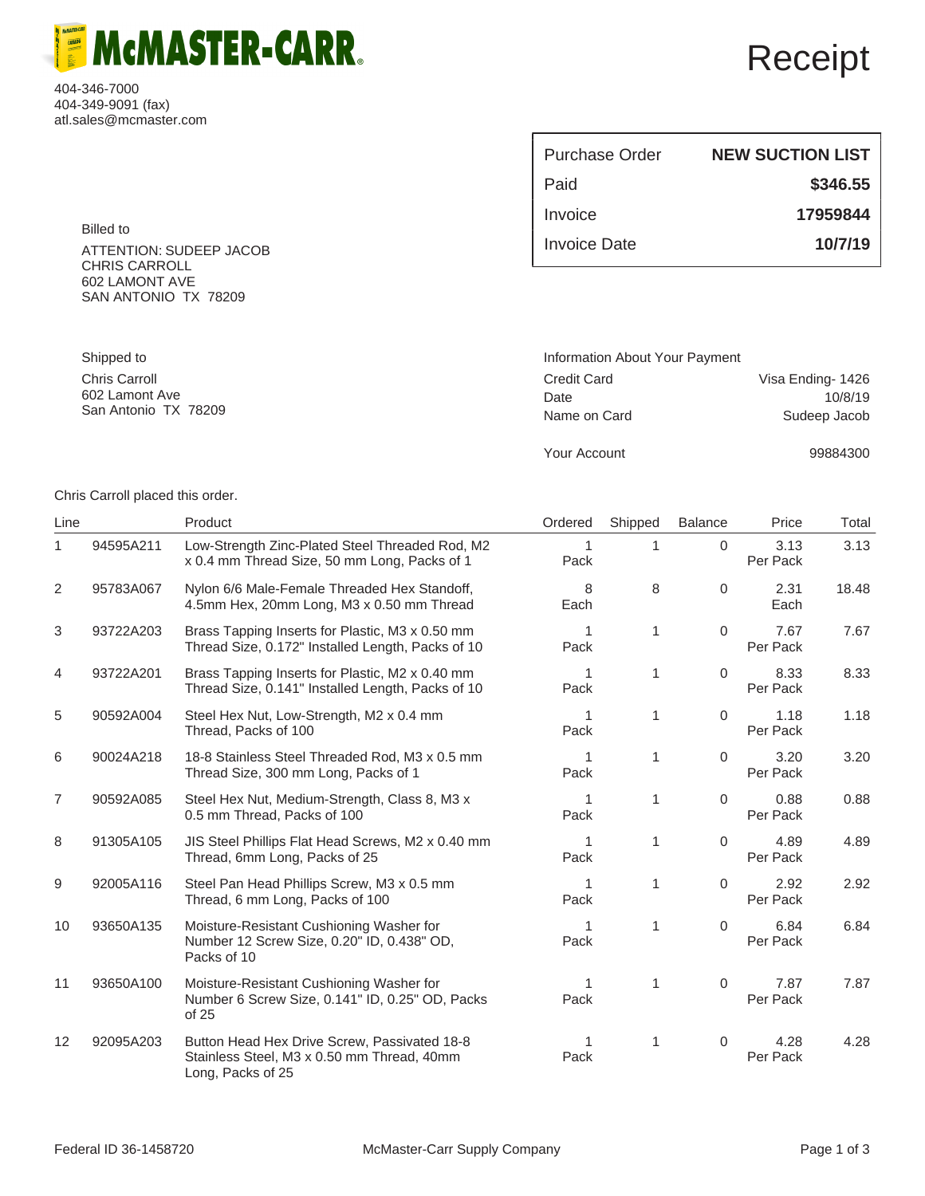# McMASTER-CARR

404-346-7000
404-349-9091 (fax)
atl.sales@mcmaster.com

# Receipt

| | |
|---|---|
| Purchase Order | **NEW SUCTION LIST** |
| Paid | **$346.55** |
| Invoice | **17959844** |
| Invoice Date | **10/7/19** |

Billed to

ATTENTION: SUDEEP JACOB
CHRIS CARROLL
602 LAMONT AVE
SAN ANTONIO TX 78209

Shipped to

Chris Carroll
602 Lamont Ave
San Antonio TX 78209

Information About Your Payment

| | |
|---|---|
| Credit Card | Visa Ending- 1426 |
| Date | 10/8/19 |
| Name on Card | Sudeep Jacob |
| Your Account | 99884300 |

Chris Carroll placed this order.

| Line | | Product | Ordered | Shipped | Balance | Price | Total |
|---|---|---|---|---|---|---|---|
| 1 | 94595A211 | Low-Strength Zinc-Plated Steel Threaded Rod, M2 x 0.4 mm Thread Size, 50 mm Long, Packs of 1 | 1 Pack | 1 | 0 | 3.13 Per Pack | 3.13 |
| 2 | 95783A067 | Nylon 6/6 Male-Female Threaded Hex Standoff, 4.5mm Hex, 20mm Long, M3 x 0.50 mm Thread | 8 Each | 8 | 0 | 2.31 Each | 18.48 |
| 3 | 93722A203 | Brass Tapping Inserts for Plastic, M3 x 0.50 mm Thread Size, 0.172" Installed Length, Packs of 10 | 1 Pack | 1 | 0 | 7.67 Per Pack | 7.67 |
| 4 | 93722A201 | Brass Tapping Inserts for Plastic, M2 x 0.40 mm Thread Size, 0.141" Installed Length, Packs of 10 | 1 Pack | 1 | 0 | 8.33 Per Pack | 8.33 |
| 5 | 90592A004 | Steel Hex Nut, Low-Strength, M2 x 0.4 mm Thread, Packs of 100 | 1 Pack | 1 | 0 | 1.18 Per Pack | 1.18 |
| 6 | 90024A218 | 18-8 Stainless Steel Threaded Rod, M3 x 0.5 mm Thread Size, 300 mm Long, Packs of 1 | 1 Pack | 1 | 0 | 3.20 Per Pack | 3.20 |
| 7 | 90592A085 | Steel Hex Nut, Medium-Strength, Class 8, M3 x 0.5 mm Thread, Packs of 100 | 1 Pack | 1 | 0 | 0.88 Per Pack | 0.88 |
| 8 | 91305A105 | JIS Steel Phillips Flat Head Screws, M2 x 0.40 mm Thread, 6mm Long, Packs of 25 | 1 Pack | 1 | 0 | 4.89 Per Pack | 4.89 |
| 9 | 92005A116 | Steel Pan Head Phillips Screw, M3 x 0.5 mm Thread, 6 mm Long, Packs of 100 | 1 Pack | 1 | 0 | 2.92 Per Pack | 2.92 |
| 10 | 93650A135 | Moisture-Resistant Cushioning Washer for Number 12 Screw Size, 0.20" ID, 0.438" OD, Packs of 10 | 1 Pack | 1 | 0 | 6.84 Per Pack | 6.84 |
| 11 | 93650A100 | Moisture-Resistant Cushioning Washer for Number 6 Screw Size, 0.141" ID, 0.25" OD, Packs of 25 | 1 Pack | 1 | 0 | 7.87 Per Pack | 7.87 |
| 12 | 92095A203 | Button Head Hex Drive Screw, Passivated 18-8 Stainless Steel, M3 x 0.50 mm Thread, 40mm Long, Packs of 25 | 1 Pack | 1 | 0 | 4.28 Per Pack | 4.28 |

Federal ID 36-1458720 McMaster-Carr Supply Company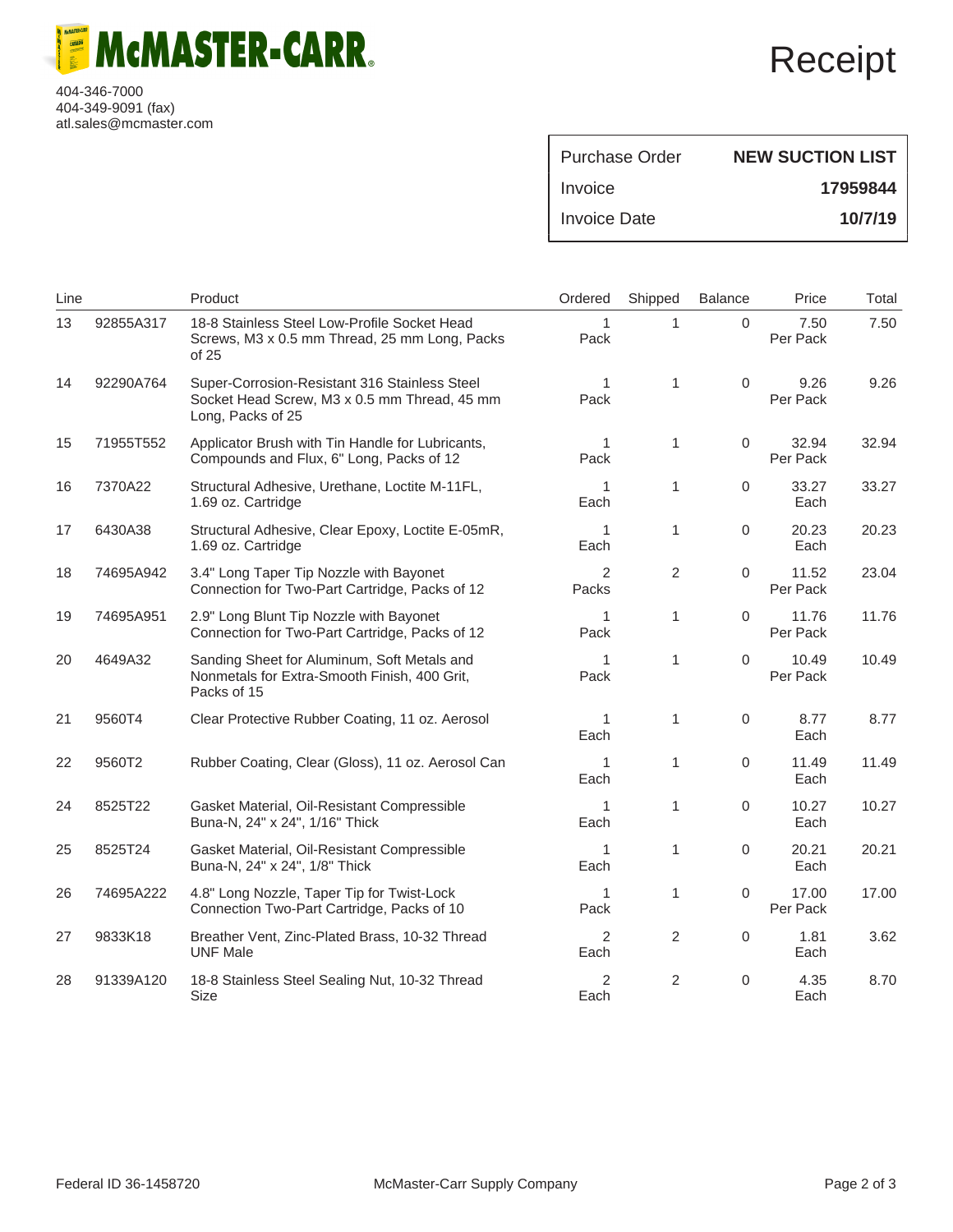# McMASTER-CARR

404-346-7000
404-349-9091 (fax)
atl.sales@mcmaster.com

# Receipt

| | |
|---|---|
| Purchase Order | **NEW SUCTION LIST** |
| Invoice | **17959844** |
| Invoice Date | **10/7/19** |

| Line | | Product | Ordered | Shipped | Balance | Price | Total |
|---|---|---|---|---|---|---|---|
| 13 | 92855A317 | 18-8 Stainless Steel Low-Profile Socket Head Screws, M3 x 0.5 mm Thread, 25 mm Long, Packs of 25 | 1 Pack | 1 | 0 | 7.50 Per Pack | 7.50 |
| 14 | 92290A764 | Super-Corrosion-Resistant 316 Stainless Steel Socket Head Screw, M3 x 0.5 mm Thread, 45 mm Long, Packs of 25 | 1 Pack | 1 | 0 | 9.26 Per Pack | 9.26 |
| 15 | 71955T552 | Applicator Brush with Tin Handle for Lubricants, Compounds and Flux, 6" Long, Packs of 12 | 1 Pack | 1 | 0 | 32.94 Per Pack | 32.94 |
| 16 | 7370A22 | Structural Adhesive, Urethane, Loctite M-11FL, 1.69 oz. Cartridge | 1 Each | 1 | 0 | 33.27 Each | 33.27 |
| 17 | 6430A38 | Structural Adhesive, Clear Epoxy, Loctite E-05mR, 1.69 oz. Cartridge | 1 Each | 1 | 0 | 20.23 Each | 20.23 |
| 18 | 74695A942 | 3.4" Long Taper Tip Nozzle with Bayonet Connection for Two-Part Cartridge, Packs of 12 | 2 Packs | 2 | 0 | 11.52 Per Pack | 23.04 |
| 19 | 74695A951 | 2.9" Long Blunt Tip Nozzle with Bayonet Connection for Two-Part Cartridge, Packs of 12 | 1 Pack | 1 | 0 | 11.76 Per Pack | 11.76 |
| 20 | 4649A32 | Sanding Sheet for Aluminum, Soft Metals and Nonmetals for Extra-Smooth Finish, 400 Grit, Packs of 15 | 1 Pack | 1 | 0 | 10.49 Per Pack | 10.49 |
| 21 | 9560T4 | Clear Protective Rubber Coating, 11 oz. Aerosol | 1 Each | 1 | 0 | 8.77 Each | 8.77 |
| 22 | 9560T2 | Rubber Coating, Clear (Gloss), 11 oz. Aerosol Can | 1 Each | 1 | 0 | 11.49 Each | 11.49 |
| 24 | 8525T22 | Gasket Material, Oil-Resistant Compressible Buna-N, 24" x 24", 1/16" Thick | 1 Each | 1 | 0 | 10.27 Each | 10.27 |
| 25 | 8525T24 | Gasket Material, Oil-Resistant Compressible Buna-N, 24" x 24", 1/8" Thick | 1 Each | 1 | 0 | 20.21 Each | 20.21 |
| 26 | 74695A222 | 4.8" Long Nozzle, Taper Tip for Twist-Lock Connection Two-Part Cartridge, Packs of 10 | 1 Pack | 1 | 0 | 17.00 Per Pack | 17.00 |
| 27 | 9833K18 | Breather Vent, Zinc-Plated Brass, 10-32 Thread UNF Male | 2 Each | 2 | 0 | 1.81 Each | 3.62 |
| 28 | 91339A120 | 18-8 Stainless Steel Sealing Nut, 10-32 Thread Size | 2 Each | 2 | 0 | 4.35 Each | 8.70 |

Federal ID 36-1458720 McMaster-Carr Supply Company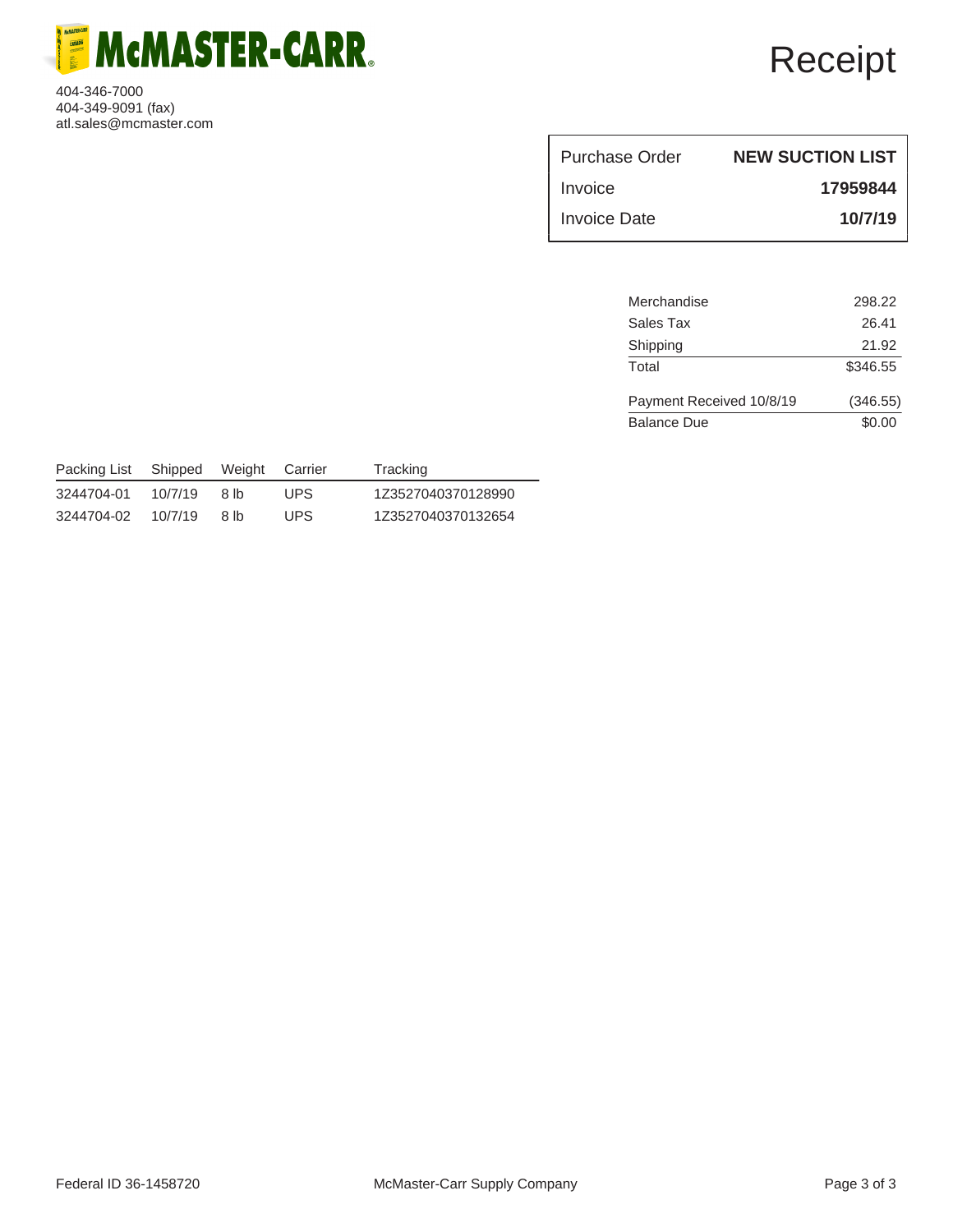# McMASTER-CARR

404-346-7000
404-349-9091 (fax)
atl.sales@mcmaster.com

# Receipt

| | |
|---|---|
| Purchase Order | **NEW SUCTION LIST** |
| Invoice | **17959844** |
| Invoice Date | **10/7/19** |

| | |
|---|---|
| Merchandise | 298.22 |
| Sales Tax | 26.41 |
| Shipping | 21.92 |
| Total | $346.55 |
| Payment Received 10/8/19 | (346.55) |
| Balance Due | $0.00 |

| Packing List | Shipped | Weight | Carrier | Tracking |
|---|---|---|---|---|
| 3244704-01 | 10/7/19 | 8 lb | UPS | 1Z3527040370128990 |
| 3244704-02 | 10/7/19 | 8 lb | UPS | 1Z3527040370132654 |

Federal ID 36-1458720 McMaster-Carr Supply Company